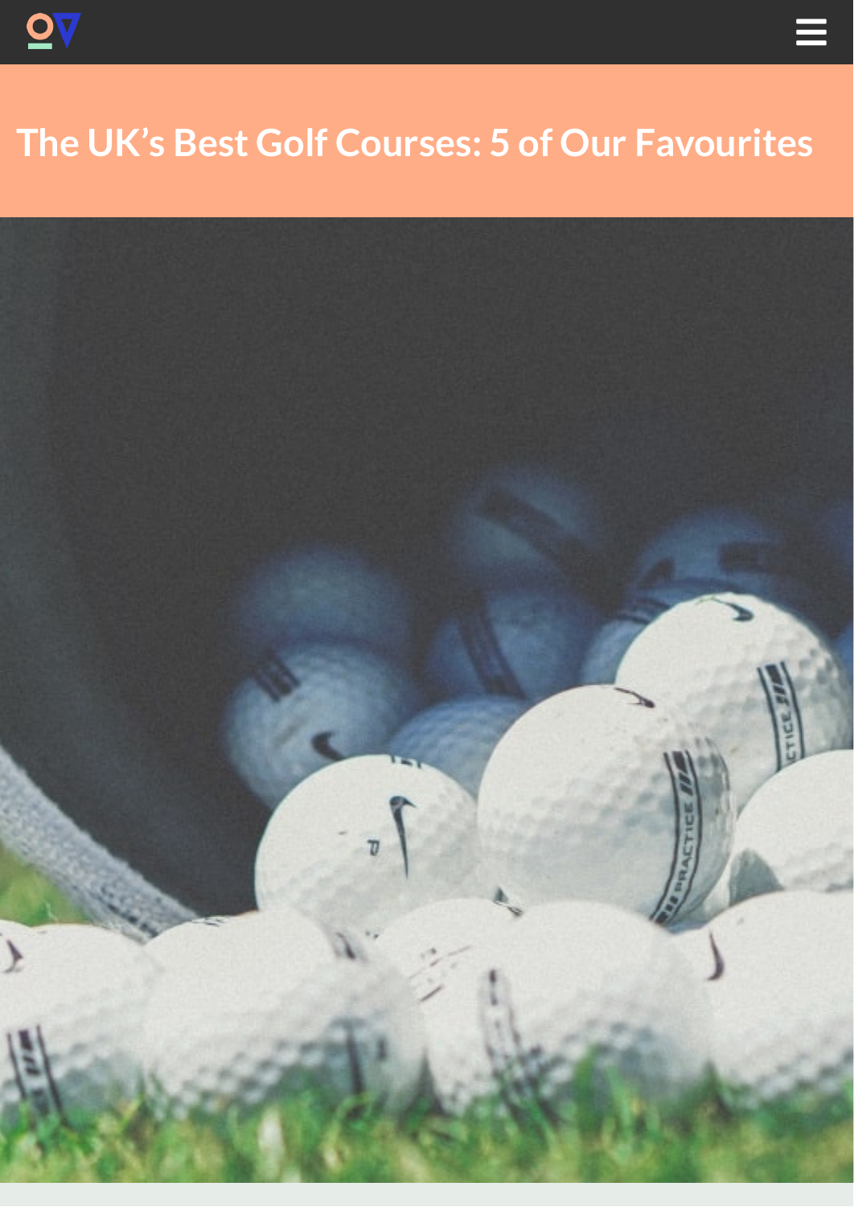# The UK's Best Golf Courses: 5 of Our Favourites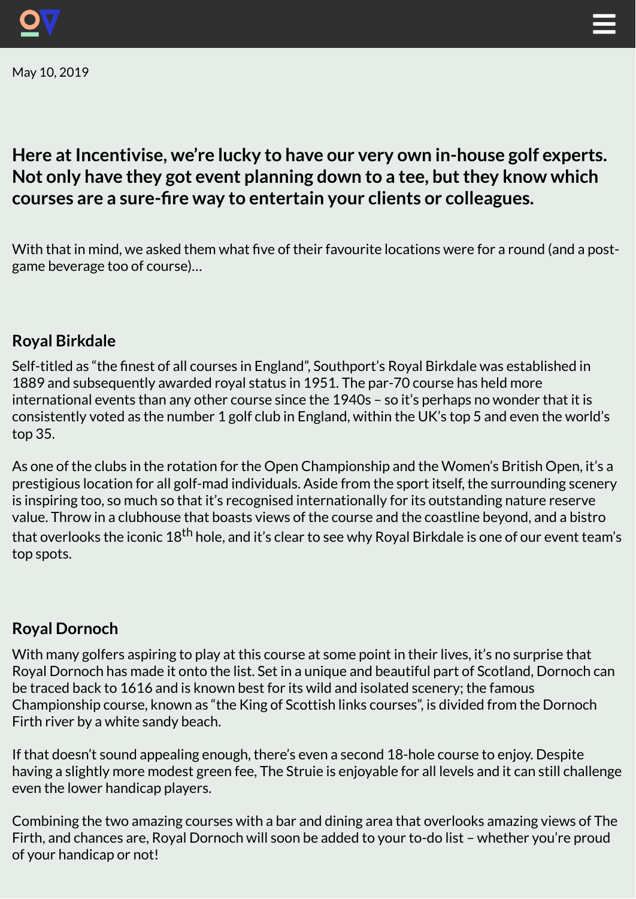May 10, 2019

**Here at Incentivise, we're lucky to have our very own in-house golf experts. Not only have they got event planning down to a tee, but they know which courses are a sure-fire way to entertain your clients or colleagues.**

With that in mind, we asked them what five of their favourite locations were for a round (and a post-game beverage too of course)…

## Royal Birkdale

Self-titled as "the finest of all courses in England", Southport's Royal Birkdale was established in 1889 and subsequently awarded royal status in 1951. The par-70 course has held more international events than any other course since the 1940s – so it's perhaps no wonder that it is consistently voted as the number 1 golf club in England, within the UK's top 5 and even the world's top 35.

As one of the clubs in the rotation for the Open Championship and the Women's British Open, it's a prestigious location for all golf-mad individuals. Aside from the sport itself, the surrounding scenery is inspiring too, so much so that it's recognised internationally for its outstanding nature reserve value. Throw in a clubhouse that boasts views of the course and the coastline beyond, and a bistro that overlooks the iconic 18th hole, and it's clear to see why Royal Birkdale is one of our event team's top spots.

## Royal Dornoch

With many golfers aspiring to play at this course at some point in their lives, it's no surprise that Royal Dornoch has made it onto the list. Set in a unique and beautiful part of Scotland, Dornoch can be traced back to 1616 and is known best for its wild and isolated scenery; the famous Championship course, known as "the King of Scottish links courses", is divided from the Dornoch Firth river by a white sandy beach.

If that doesn't sound appealing enough, there's even a second 18-hole course to enjoy. Despite having a slightly more modest green fee, The Struie is enjoyable for all levels and it can still challenge even the lower handicap players.

Combining the two amazing courses with a bar and dining area that overlooks amazing views of The Firth, and chances are, Royal Dornoch will soon be added to your to-do list – whether you're proud of your handicap or not!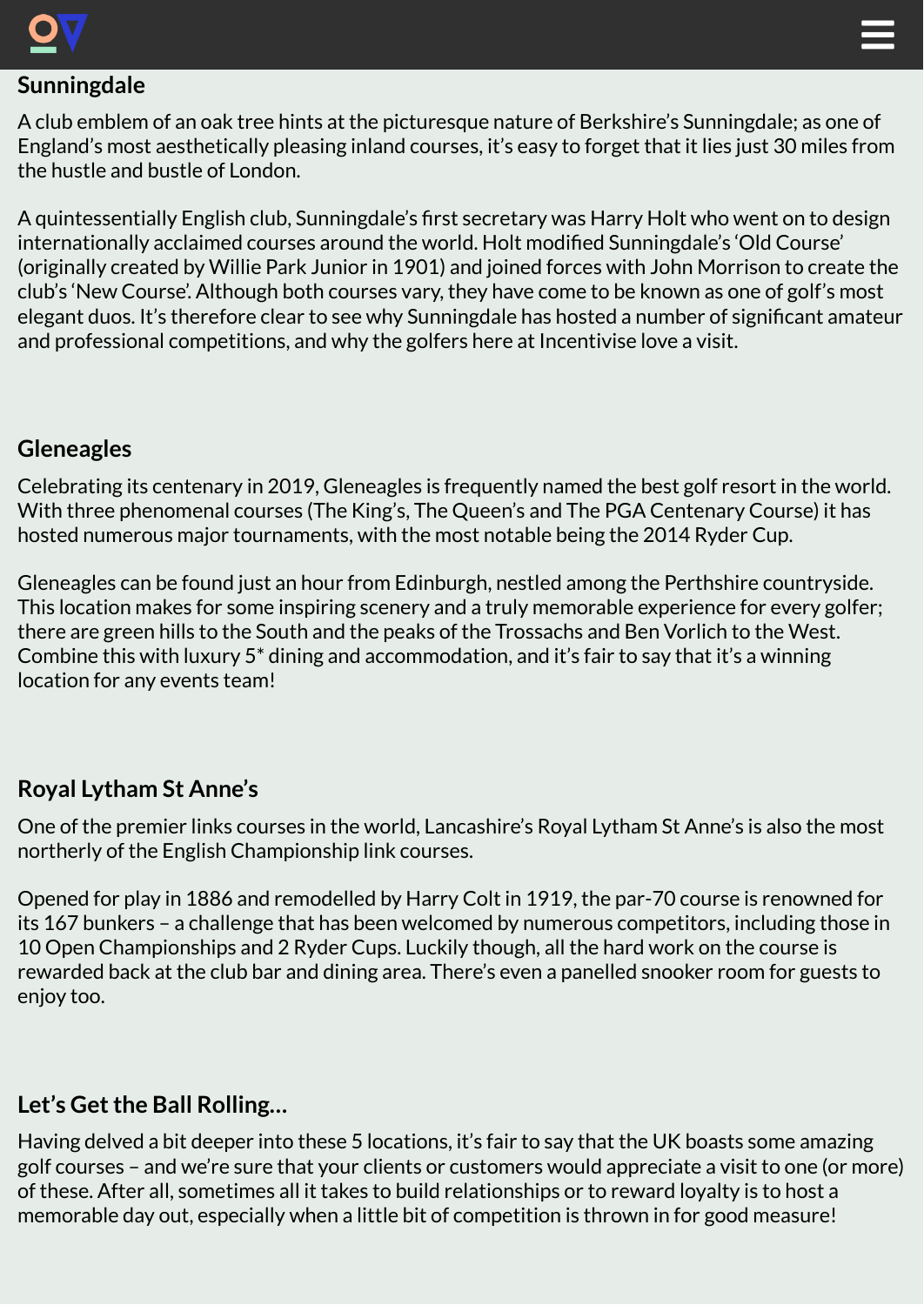## Sunningdale

A club emblem of an oak tree hints at the picturesque nature of Berkshire's Sunningdale; as one of England's most aesthetically pleasing inland courses, it's easy to forget that it lies just 30 miles from the hustle and bustle of London.

A quintessentially English club, Sunningdale's first secretary was Harry Holt who went on to design internationally acclaimed courses around the world. Holt modified Sunningdale's 'Old Course' (originally created by Willie Park Junior in 1901) and joined forces with John Morrison to create the club's 'New Course'. Although both courses vary, they have come to be known as one of golf's most elegant duos. It's therefore clear to see why Sunningdale has hosted a number of significant amateur and professional competitions, and why the golfers here at Incentivise love a visit.

## Gleneagles

Celebrating its centenary in 2019, Gleneagles is frequently named the best golf resort in the world. With three phenomenal courses (The King's, The Queen's and The PGA Centenary Course) it has hosted numerous major tournaments, with the most notable being the 2014 Ryder Cup.

Gleneagles can be found just an hour from Edinburgh, nestled among the Perthshire countryside. This location makes for some inspiring scenery and a truly memorable experience for every golfer; there are green hills to the South and the peaks of the Trossachs and Ben Vorlich to the West. Combine this with luxury 5* dining and accommodation, and it's fair to say that it's a winning location for any events team!

## Royal Lytham St Anne's

One of the premier links courses in the world, Lancashire's Royal Lytham St Anne's is also the most northerly of the English Championship link courses.

Opened for play in 1886 and remodelled by Harry Colt in 1919, the par-70 course is renowned for its 167 bunkers – a challenge that has been welcomed by numerous competitors, including those in 10 Open Championships and 2 Ryder Cups. Luckily though, all the hard work on the course is rewarded back at the club bar and dining area. There's even a panelled snooker room for guests to enjoy too.

## Let's Get the Ball Rolling...

Having delved a bit deeper into these 5 locations, it's fair to say that the UK boasts some amazing golf courses – and we're sure that your clients or customers would appreciate a visit to one (or more) of these. After all, sometimes all it takes to build relationships or to reward loyalty is to host a memorable day out, especially when a little bit of competition is thrown in for good measure!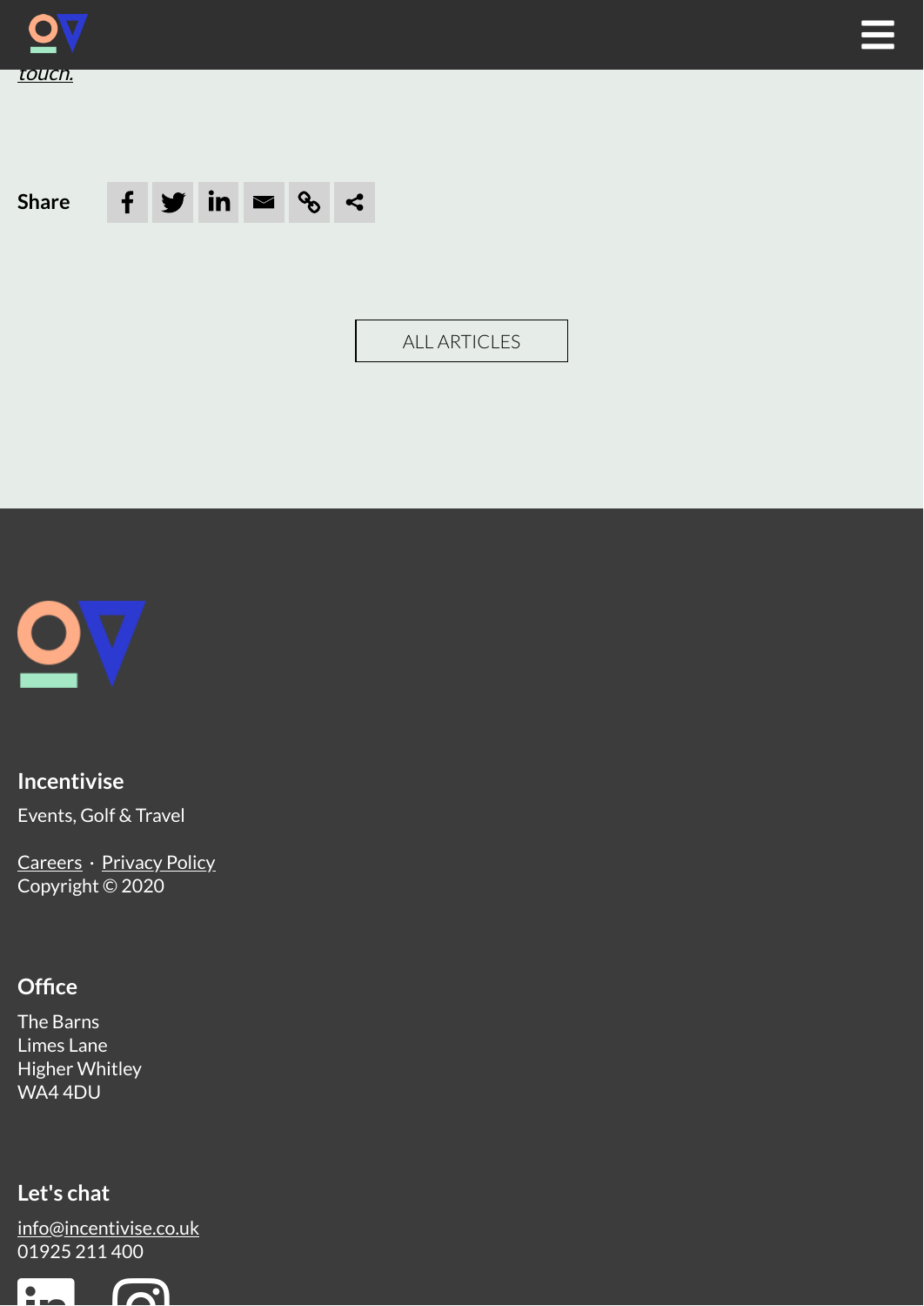*touch.*

Share

ALL ARTICLES

**Incentivise**

Events, Golf & Travel

Careers · Privacy Policy
Copyright © 2020

**Office**

The Barns
Limes Lane
Higher Whitley
WA4 4DU

**Let's chat**

info@incentivise.co.uk
01925 211 400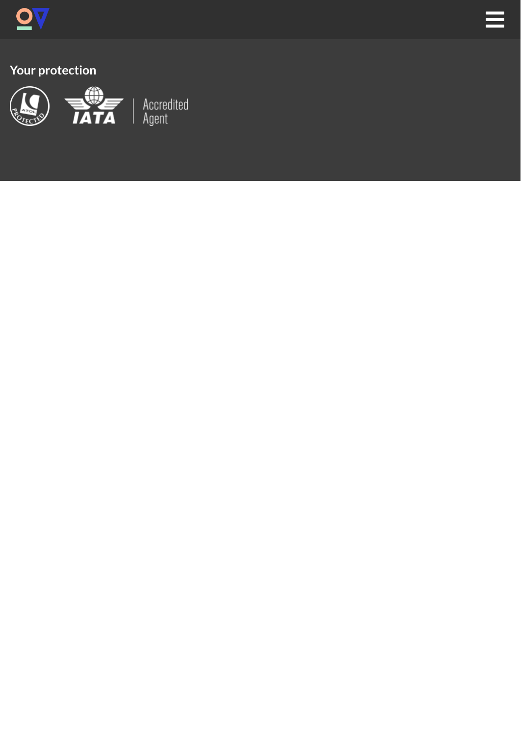## Your protection

ATOL PROTECTED

IATA | Accredited Agent